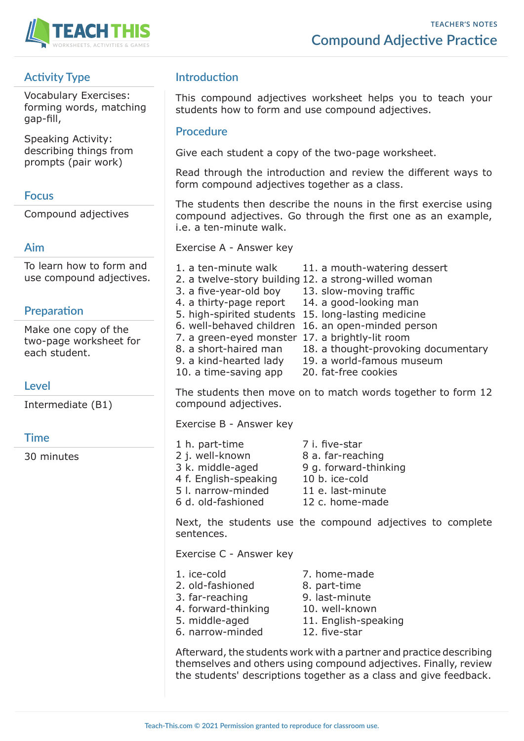TEACHER'S NOTES

# Compound Adjective Practice

## Activity Type

Vocabulary Exercises: forming words, matching gap-fill,

Speaking Activity: describing things from prompts (pair work)

## Focus

Compound adjectives

## Aim

To learn how to form and use compound adjectives.

## Preparation

Make one copy of the two-page worksheet for each student.

## Level

Intermediate (B1)

## Time

30 minutes

## Introduction

This compound adjectives worksheet helps you to teach your students how to form and use compound adjectives.

## Procedure

Give each student a copy of the two-page worksheet.

Read through the introduction and review the different ways to form compound adjectives together as a class.

The students then describe the nouns in the first exercise using compound adjectives. Go through the first one as an example, i.e. a ten-minute walk.

Exercise A - Answer key

1. a ten-minute walk
2. a twelve-story building
3. a five-year-old boy
4. a thirty-page report
5. high-spirited students
6. well-behaved children
7. a green-eyed monster
8. a short-haired man
9. a kind-hearted lady
10. a time-saving app
11. a mouth-watering dessert
12. a strong-willed woman
13. slow-moving traffic
14. a good-looking man
15. long-lasting medicine
16. an open-minded person
17. a brightly-lit room
18. a thought-provoking documentary
19. a world-famous museum
20. fat-free cookies

The students then move on to match words together to form 12 compound adjectives.

Exercise B - Answer key

1 h. part-time
2 j. well-known
3 k. middle-aged
4 f. English-speaking
5 l. narrow-minded
6 d. old-fashioned
7 i. five-star
8 a. far-reaching
9 g. forward-thinking
10 b. ice-cold
11 e. last-minute
12 c. home-made

Next, the students use the compound adjectives to complete sentences.

Exercise C - Answer key

1. ice-cold
2. old-fashioned
3. far-reaching
4. forward-thinking
5. middle-aged
6. narrow-minded
7. home-made
8. part-time
9. last-minute
10. well-known
11. English-speaking
12. five-star

Afterward, the students work with a partner and practice describing themselves and others using compound adjectives. Finally, review the students' descriptions together as a class and give feedback.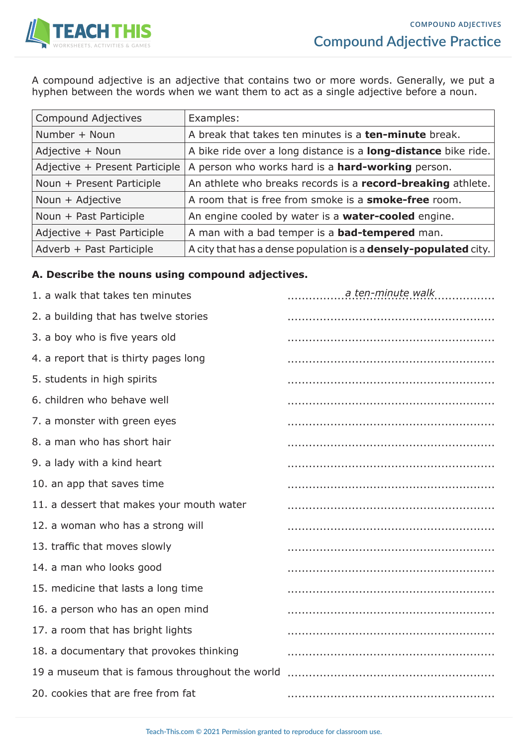# Compound Adjective Practice

A compound adjective is an adjective that contains two or more words. Generally, we put a hyphen between the words when we want them to act as a single adjective before a noun.

| Compound Adjectives | Examples: |
|---|---|
| Number + Noun | A break that takes ten minutes is a **ten-minute** break. |
| Adjective + Noun | A bike ride over a long distance is a **long-distance** bike ride. |
| Adjective + Present Participle | A person who works hard is a **hard-working** person. |
| Noun + Present Participle | An athlete who breaks records is a **record-breaking** athlete. |
| Noun + Adjective | A room that is free from smoke is a **smoke-free** room. |
| Noun + Past Participle | An engine cooled by water is a **water-cooled** engine. |
| Adjective + Past Participle | A man with a bad temper is a **bad-tempered** man. |
| Adverb + Past Participle | A city that has a dense population is a **densely-populated** city. |

**A. Describe the nouns using compound adjectives.**

1. a walk that takes ten minutes ................*a ten-minute walk*................
2. a building that has twelve stories ........................................................
3. a boy who is five years old ........................................................
4. a report that is thirty pages long ........................................................
5. students in high spirits ........................................................
6. children who behave well ........................................................
7. a monster with green eyes ........................................................
8. a man who has short hair ........................................................
9. a lady with a kind heart ........................................................
10. an app that saves time ........................................................
11. a dessert that makes your mouth water ........................................................
12. a woman who has a strong will ........................................................
13. traffic that moves slowly ........................................................
14. a man who looks good ........................................................
15. medicine that lasts a long time ........................................................
16. a person who has an open mind ........................................................
17. a room that has bright lights ........................................................
18. a documentary that provokes thinking ........................................................
19 a museum that is famous throughout the world ........................................................
20. cookies that are free from fat ........................................................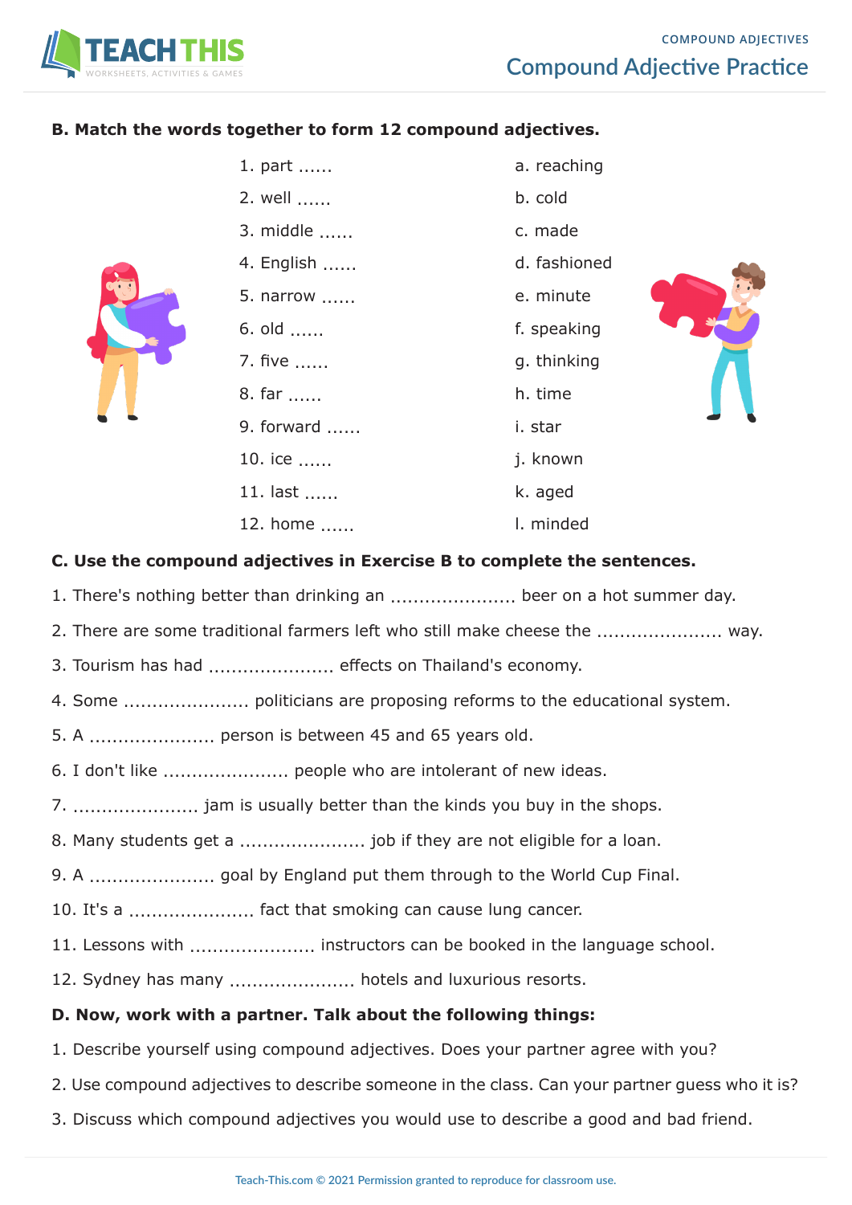## B. Match the words together to form 12 compound adjectives.

| | |
|---|---|
| 1. part ...... | a. reaching |
| 2. well ...... | b. cold |
| 3. middle ...... | c. made |
| 4. English ...... | d. fashioned |
| 5. narrow ...... | e. minute |
| 6. old ...... | f. speaking |
| 7. five ...... | g. thinking |
| 8. far ...... | h. time |
| 9. forward ...... | i. star |
| 10. ice ...... | j. known |
| 11. last ...... | k. aged |
| 12. home ...... | l. minded |

## C. Use the compound adjectives in Exercise B to complete the sentences.

1. There's nothing better than drinking an ...................... beer on a hot summer day.
2. There are some traditional farmers left who still make cheese the ...................... way.
3. Tourism has had ...................... effects on Thailand's economy.
4. Some ...................... politicians are proposing reforms to the educational system.
5. A ...................... person is between 45 and 65 years old.
6. I don't like ...................... people who are intolerant of new ideas.
7. ...................... jam is usually better than the kinds you buy in the shops.
8. Many students get a ...................... job if they are not eligible for a loan.
9. A ...................... goal by England put them through to the World Cup Final.
10. It's a ...................... fact that smoking can cause lung cancer.
11. Lessons with ...................... instructors can be booked in the language school.
12. Sydney has many ...................... hotels and luxurious resorts.

## D. Now, work with a partner. Talk about the following things:

1. Describe yourself using compound adjectives. Does your partner agree with you?
2. Use compound adjectives to describe someone in the class. Can your partner guess who it is?
3. Discuss which compound adjectives you would use to describe a good and bad friend.